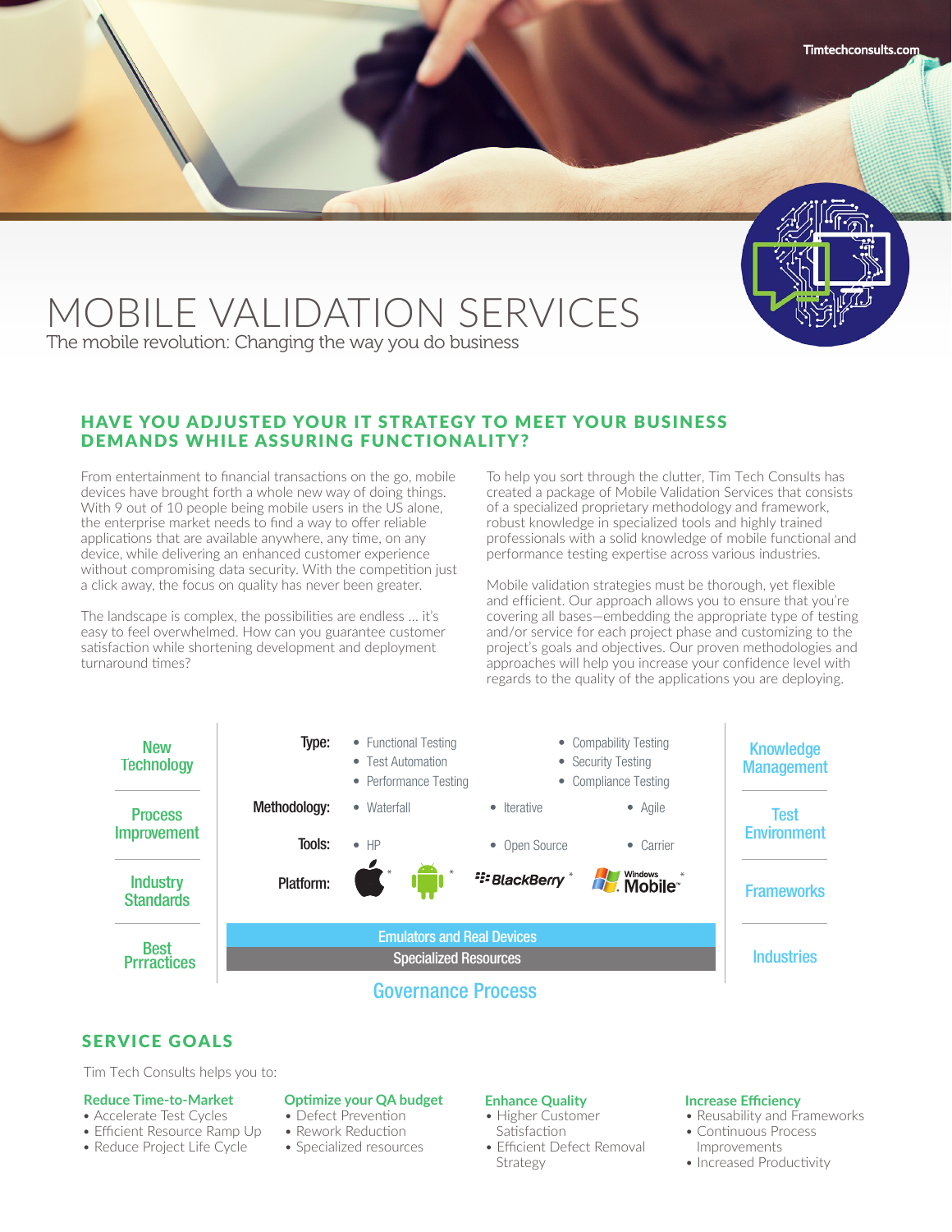# MOBILE VALIDATION SERVICES

The mobile revolution: Changing the way you do business

## HAVE YOU ADJUSTED YOUR IT STRATEGY TO MEET YOUR BUSINESS DEMANDS WHILE ASSURING FUNCTIONALITY?

From entertainment to financial transactions on the go, mobile devices have brought forth a whole new way of doing things. With 9 out of 10 people being mobile users in the US alone, the enterprise market needs to find a way to offer reliable applications that are available anywhere, any time, on any device, while delivering an enhanced customer experience without compromising data security. With the competition just a click away, the focus on quality has never been greater.

The landscape is complex, the possibilities are endless … it's easy to feel overwhelmed. How can you guarantee customer satisfaction while shortening development and deployment turnaround times?

To help you sort through the clutter, Tim Tech Consults has created a package of Mobile Validation Services that consists of a specialized proprietary methodology and framework, robust knowledge in specialized tools and highly trained professionals with a solid knowledge of mobile functional and performance testing expertise across various industries.

Mobile validation strategies must be thorough, yet flexible and efficient. Our approach allows you to ensure that you're covering all bases—embedding the appropriate type of testing and/or service for each project phase and customizing to the project's goals and objectives. Our proven methodologies and approaches will help you increase your confidence level with regards to the quality of the applications you are deploying.

| | | | | | |
|---|---|---|---|---|---|
| New Technology | **Type:** | • Functional Testing<br>• Test Automation<br>• Performance Testing | | • Compability Testing<br>• Security Testing<br>• Compliance Testing | Knowledge Management |
| Process Improvement | **Methodology:** | • Waterfall | • Iterative | • Agile | Test Environment |
| | **Tools:** | • HP | • Open Source | • Carrier | |
| Industry Standards | **Platform:** | Apple* Android* | BlackBerry* | Windows Mobile* | Frameworks |
| Best Prrractices | Emulators and Real Devices | | | | Industries |
| | Specialized Resources | | | | |

Governance Process

## SERVICE GOALS

Tim Tech Consults helps you to:

**Reduce Time-to-Market**
- Accelerate Test Cycles
- Efficient Resource Ramp Up
- Reduce Project Life Cycle

**Optimize your QA budget**
- Defect Prevention
- Rework Reduction
- Specialized resources

**Enhance Quality**
- Higher Customer Satisfaction
- Efficient Defect Removal Strategy

**Increase Efficiency**
- Reusability and Frameworks
- Continuous Process Improvements
- Increased Productivity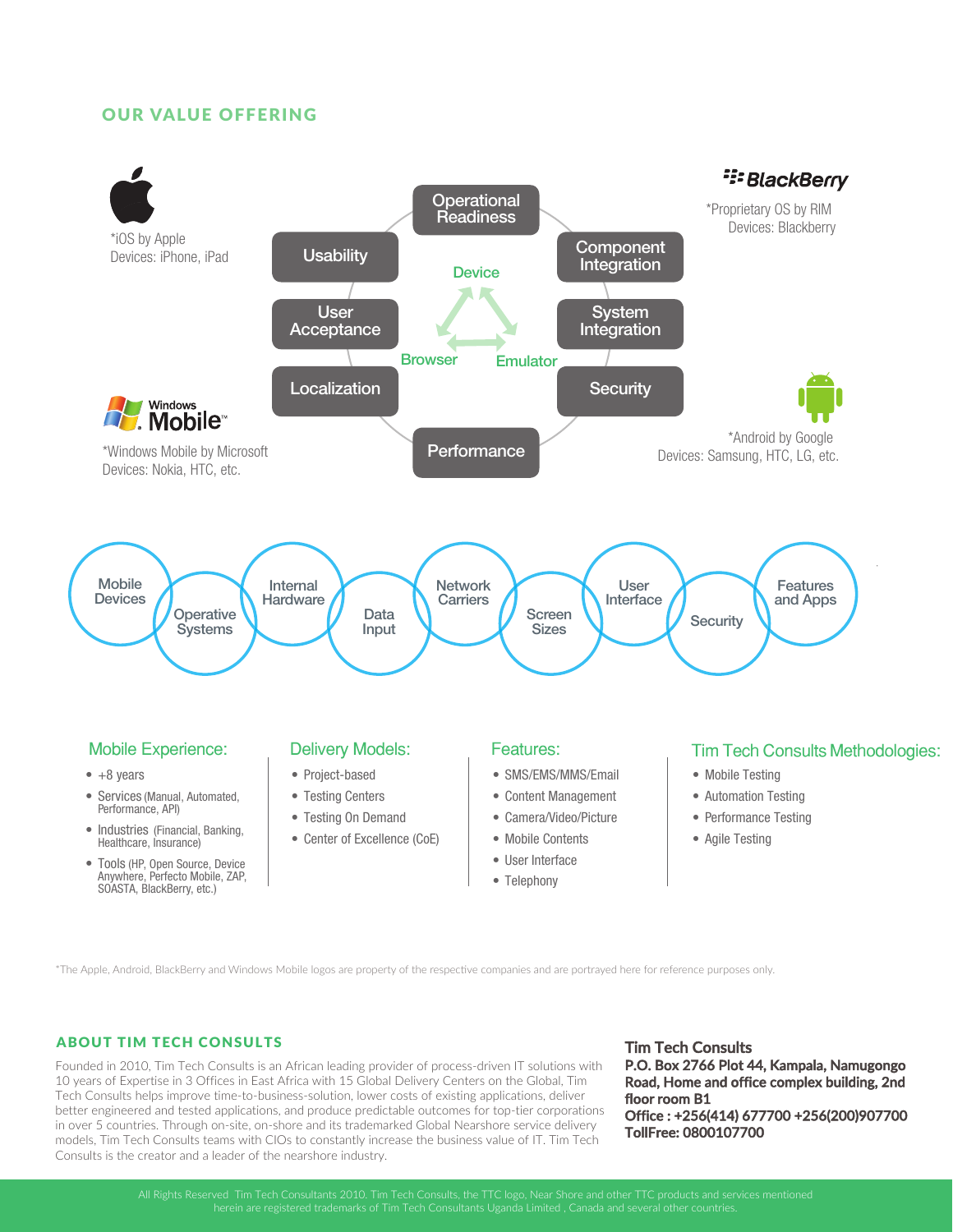## OUR VALUE OFFERING

*iOS by Apple
Devices: iPhone, iPad

*Proprietary OS by RIM
Devices: Blackberry

*Windows Mobile by Microsoft
Devices: Nokia, HTC, etc.

*Android by Google
Devices: Samsung, HTC, LG, etc.

Operational Readiness
Component Integration
System Integration
Security
Performance
Localization
User Acceptance
Usability

Device
Browser
Emulator

Mobile Devices
Operative Systems
Internal Hardware
Data Input
Network Carriers
Screen Sizes
User Interface
Security
Features and Apps

### Mobile Experience:

- +8 years
- Services (Manual, Automated, Performance, API)
- Industries (Financial, Banking, Healthcare, Insurance)
- Tools (HP, Open Source, Device Anywhere, Perfecto Mobile, ZAP, SOASTA, BlackBerry, etc.)

### Delivery Models:

- Project-based
- Testing Centers
- Testing On Demand
- Center of Excellence (CoE)

### Features:

- SMS/EMS/MMS/Email
- Content Management
- Camera/Video/Picture
- Mobile Contents
- User Interface
- Telephony

### Tim Tech Consults Methodologies:

- Mobile Testing
- Automation Testing
- Performance Testing
- Agile Testing

*The Apple, Android, BlackBerry and Windows Mobile logos are property of the respective companies and are portrayed here for reference purposes only.

## ABOUT TIM TECH CONSULTS

Founded in 2010, Tim Tech Consults is an African leading provider of process-driven IT solutions with 10 years of Expertise in 3 Offices in East Africa with 15 Global Delivery Centers on the Global, Tim Tech Consults helps improve time-to-business-solution, lower costs of existing applications, deliver better engineered and tested applications, and produce predictable outcomes for top-tier corporations in over 5 countries. Through on-site, on-shore and its trademarked Global Nearshore service delivery models, Tim Tech Consults teams with CIOs to constantly increase the business value of IT. Tim Tech Consults is the creator and a leader of the nearshore industry.

**Tim Tech Consults**
**P.O. Box 2766 Plot 44, Kampala, Namugongo Road, Home and office complex building, 2nd floor room B1**
**Office : +256(414) 677700 +256(200)907700**
**TollFree: 0800107700**

All Rights Reserved Tim Tech Consultants 2010. Tim Tech Consults, the TTC logo, Near Shore and other TTC products and services mentioned herein are registered trademarks of Tim Tech Consultants Uganda Limited , Canada and several other countries.